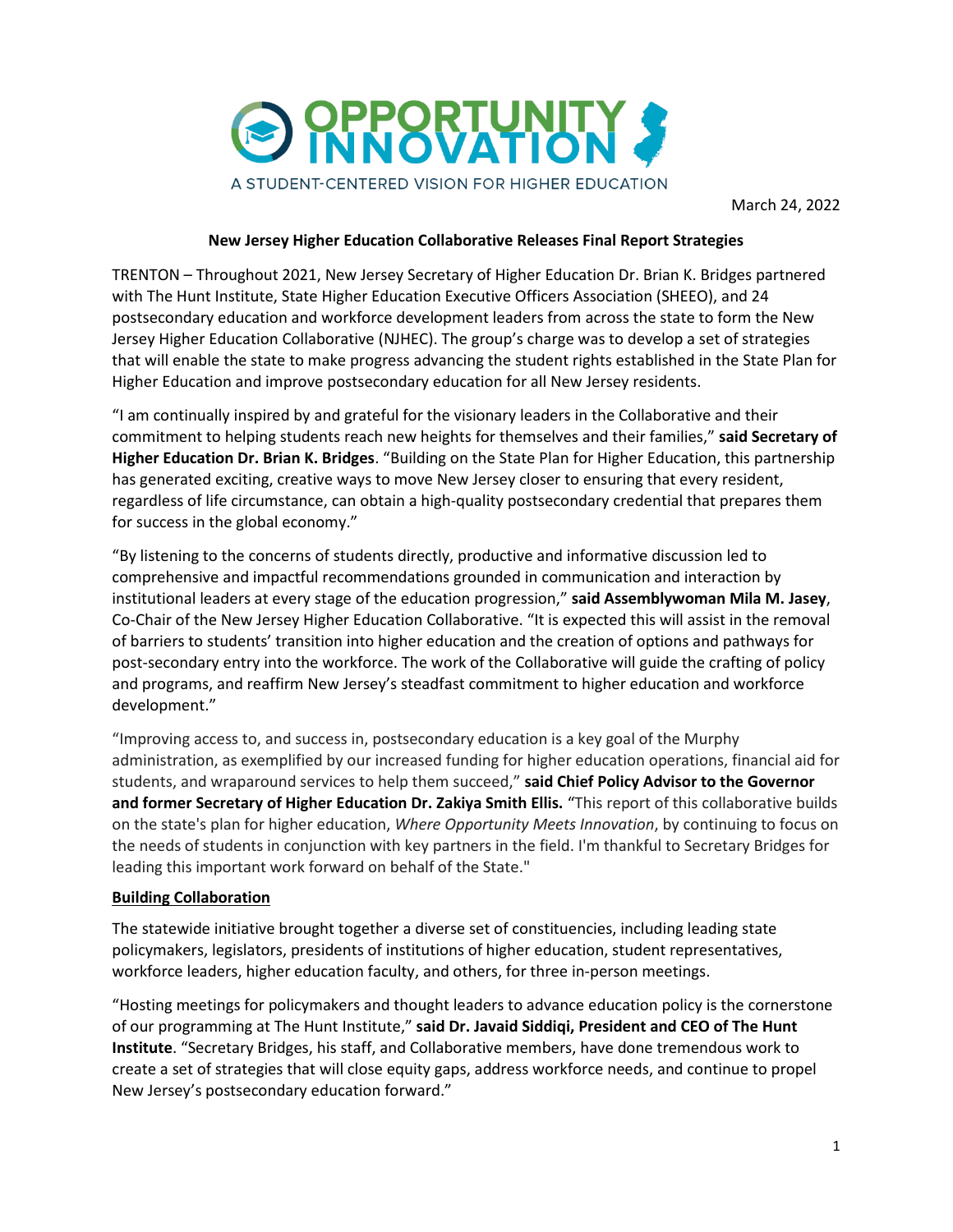**OPPORTUNITY INNOVATION**

A STUDENT-CENTERED VISION FOR HIGHER EDUCATION

March 24, 2022

**New Jersey Higher Education Collaborative Releases Final Report Strategies**

TRENTON – Throughout 2021, New Jersey Secretary of Higher Education Dr. Brian K. Bridges partnered with The Hunt Institute, State Higher Education Executive Officers Association (SHEEO), and 24 postsecondary education and workforce development leaders from across the state to form the New Jersey Higher Education Collaborative (NJHEC). The group's charge was to develop a set of strategies that will enable the state to make progress advancing the student rights established in the State Plan for Higher Education and improve postsecondary education for all New Jersey residents.

"I am continually inspired by and grateful for the visionary leaders in the Collaborative and their commitment to helping students reach new heights for themselves and their families," **said Secretary of Higher Education Dr. Brian K. Bridges**. "Building on the State Plan for Higher Education, this partnership has generated exciting, creative ways to move New Jersey closer to ensuring that every resident, regardless of life circumstance, can obtain a high-quality postsecondary credential that prepares them for success in the global economy."

"By listening to the concerns of students directly, productive and informative discussion led to comprehensive and impactful recommendations grounded in communication and interaction by institutional leaders at every stage of the education progression," **said Assemblywoman Mila M. Jasey**, Co-Chair of the New Jersey Higher Education Collaborative. "It is expected this will assist in the removal of barriers to students' transition into higher education and the creation of options and pathways for post-secondary entry into the workforce. The work of the Collaborative will guide the crafting of policy and programs, and reaffirm New Jersey's steadfast commitment to higher education and workforce development."

"Improving access to, and success in, postsecondary education is a key goal of the Murphy administration, as exemplified by our increased funding for higher education operations, financial aid for students, and wraparound services to help them succeed," **said Chief Policy Advisor to the Governor and former Secretary of Higher Education Dr. Zakiya Smith Ellis.** "This report of this collaborative builds on the state's plan for higher education, *Where Opportunity Meets Innovation*, by continuing to focus on the needs of students in conjunction with key partners in the field. I'm thankful to Secretary Bridges for leading this important work forward on behalf of the State."

**Building Collaboration**

The statewide initiative brought together a diverse set of constituencies, including leading state policymakers, legislators, presidents of institutions of higher education, student representatives, workforce leaders, higher education faculty, and others, for three in-person meetings.

"Hosting meetings for policymakers and thought leaders to advance education policy is the cornerstone of our programming at The Hunt Institute," **said Dr. Javaid Siddiqi, President and CEO of The Hunt Institute**. "Secretary Bridges, his staff, and Collaborative members, have done tremendous work to create a set of strategies that will close equity gaps, address workforce needs, and continue to propel New Jersey's postsecondary education forward."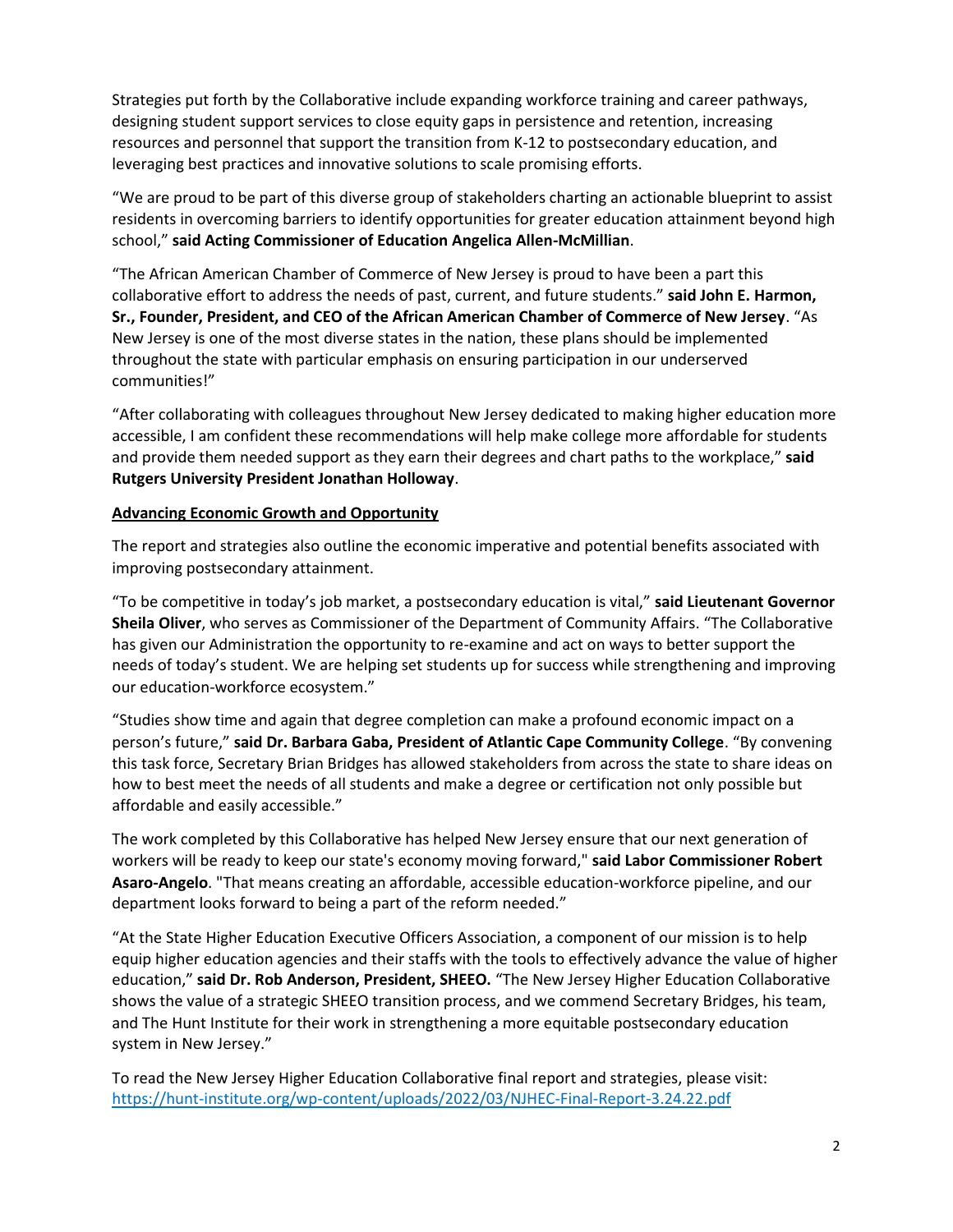Strategies put forth by the Collaborative include expanding workforce training and career pathways, designing student support services to close equity gaps in persistence and retention, increasing resources and personnel that support the transition from K-12 to postsecondary education, and leveraging best practices and innovative solutions to scale promising efforts.

"We are proud to be part of this diverse group of stakeholders charting an actionable blueprint to assist residents in overcoming barriers to identify opportunities for greater education attainment beyond high school," **said Acting Commissioner of Education Angelica Allen-McMillian**.

"The African American Chamber of Commerce of New Jersey is proud to have been a part this collaborative effort to address the needs of past, current, and future students." **said John E. Harmon, Sr., Founder, President, and CEO of the African American Chamber of Commerce of New Jersey**. "As New Jersey is one of the most diverse states in the nation, these plans should be implemented throughout the state with particular emphasis on ensuring participation in our underserved communities!"

"After collaborating with colleagues throughout New Jersey dedicated to making higher education more accessible, I am confident these recommendations will help make college more affordable for students and provide them needed support as they earn their degrees and chart paths to the workplace," **said Rutgers University President Jonathan Holloway**.

**Advancing Economic Growth and Opportunity**

The report and strategies also outline the economic imperative and potential benefits associated with improving postsecondary attainment.

"To be competitive in today's job market, a postsecondary education is vital," **said Lieutenant Governor Sheila Oliver**, who serves as Commissioner of the Department of Community Affairs. "The Collaborative has given our Administration the opportunity to re-examine and act on ways to better support the needs of today's student. We are helping set students up for success while strengthening and improving our education-workforce ecosystem."

"Studies show time and again that degree completion can make a profound economic impact on a person's future," **said Dr. Barbara Gaba, President of Atlantic Cape Community College**. "By convening this task force, Secretary Brian Bridges has allowed stakeholders from across the state to share ideas on how to best meet the needs of all students and make a degree or certification not only possible but affordable and easily accessible."

The work completed by this Collaborative has helped New Jersey ensure that our next generation of workers will be ready to keep our state's economy moving forward," **said Labor Commissioner Robert Asaro-Angelo**. "That means creating an affordable, accessible education-workforce pipeline, and our department looks forward to being a part of the reform needed."

"At the State Higher Education Executive Officers Association, a component of our mission is to help equip higher education agencies and their staffs with the tools to effectively advance the value of higher education," **said Dr. Rob Anderson, President, SHEEO.** "The New Jersey Higher Education Collaborative shows the value of a strategic SHEEO transition process, and we commend Secretary Bridges, his team, and The Hunt Institute for their work in strengthening a more equitable postsecondary education system in New Jersey."

To read the New Jersey Higher Education Collaborative final report and strategies, please visit: https://hunt-institute.org/wp-content/uploads/2022/03/NJHEC-Final-Report-3.24.22.pdf